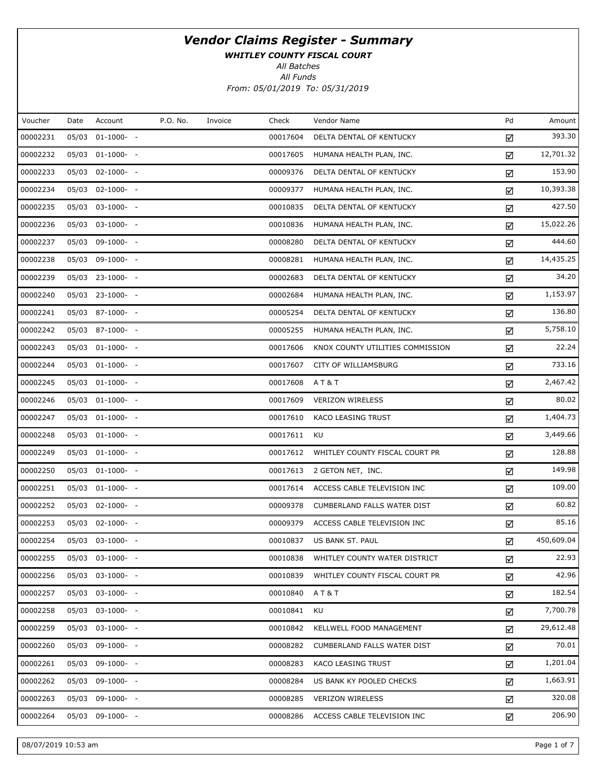# Vendor Claims Register - Summary

**WHITLEY COUNTY FISCAL COURT**

*All Batches*

*All Funds*

*From: 05/01/2019 To: 05/31/2019*

| Voucher | Date | Account | P.O. No. | Invoice | Check | Vendor Name | Pd | Amount |
|---|---|---|---|---|---|---|---|---|
| 00002231 | 05/03 | 01-1000- - | | | 00017604 | DELTA DENTAL OF KENTUCKY | ☑ | 393.30 |
| 00002232 | 05/03 | 01-1000- - | | | 00017605 | HUMANA HEALTH PLAN, INC. | ☑ | 12,701.32 |
| 00002233 | 05/03 | 02-1000- - | | | 00009376 | DELTA DENTAL OF KENTUCKY | ☑ | 153.90 |
| 00002234 | 05/03 | 02-1000- - | | | 00009377 | HUMANA HEALTH PLAN, INC. | ☑ | 10,393.38 |
| 00002235 | 05/03 | 03-1000- - | | | 00010835 | DELTA DENTAL OF KENTUCKY | ☑ | 427.50 |
| 00002236 | 05/03 | 03-1000- - | | | 00010836 | HUMANA HEALTH PLAN, INC. | ☑ | 15,022.26 |
| 00002237 | 05/03 | 09-1000- - | | | 00008280 | DELTA DENTAL OF KENTUCKY | ☑ | 444.60 |
| 00002238 | 05/03 | 09-1000- - | | | 00008281 | HUMANA HEALTH PLAN, INC. | ☑ | 14,435.25 |
| 00002239 | 05/03 | 23-1000- - | | | 00002683 | DELTA DENTAL OF KENTUCKY | ☑ | 34.20 |
| 00002240 | 05/03 | 23-1000- - | | | 00002684 | HUMANA HEALTH PLAN, INC. | ☑ | 1,153.97 |
| 00002241 | 05/03 | 87-1000- - | | | 00005254 | DELTA DENTAL OF KENTUCKY | ☑ | 136.80 |
| 00002242 | 05/03 | 87-1000- - | | | 00005255 | HUMANA HEALTH PLAN, INC. | ☑ | 5,758.10 |
| 00002243 | 05/03 | 01-1000- - | | | 00017606 | KNOX COUNTY UTILITIES COMMISSION | ☑ | 22.24 |
| 00002244 | 05/03 | 01-1000- - | | | 00017607 | CITY OF WILLIAMSBURG | ☑ | 733.16 |
| 00002245 | 05/03 | 01-1000- - | | | 00017608 | A T & T | ☑ | 2,467.42 |
| 00002246 | 05/03 | 01-1000- - | | | 00017609 | VERIZON WIRELESS | ☑ | 80.02 |
| 00002247 | 05/03 | 01-1000- - | | | 00017610 | KACO LEASING TRUST | ☑ | 1,404.73 |
| 00002248 | 05/03 | 01-1000- - | | | 00017611 | KU | ☑ | 3,449.66 |
| 00002249 | 05/03 | 01-1000- - | | | 00017612 | WHITLEY COUNTY FISCAL COURT PR | ☑ | 128.88 |
| 00002250 | 05/03 | 01-1000- - | | | 00017613 | 2 GETON NET, INC. | ☑ | 149.98 |
| 00002251 | 05/03 | 01-1000- - | | | 00017614 | ACCESS CABLE TELEVISION INC | ☑ | 109.00 |
| 00002252 | 05/03 | 02-1000- - | | | 00009378 | CUMBERLAND FALLS WATER DIST | ☑ | 60.82 |
| 00002253 | 05/03 | 02-1000- - | | | 00009379 | ACCESS CABLE TELEVISION INC | ☑ | 85.16 |
| 00002254 | 05/03 | 03-1000- - | | | 00010837 | US BANK ST. PAUL | ☑ | 450,609.04 |
| 00002255 | 05/03 | 03-1000- - | | | 00010838 | WHITLEY COUNTY WATER DISTRICT | ☑ | 22.93 |
| 00002256 | 05/03 | 03-1000- - | | | 00010839 | WHITLEY COUNTY FISCAL COURT PR | ☑ | 42.96 |
| 00002257 | 05/03 | 03-1000- - | | | 00010840 | A T & T | ☑ | 182.54 |
| 00002258 | 05/03 | 03-1000- - | | | 00010841 | KU | ☑ | 7,700.78 |
| 00002259 | 05/03 | 03-1000- - | | | 00010842 | KELLWELL FOOD MANAGEMENT | ☑ | 29,612.48 |
| 00002260 | 05/03 | 09-1000- - | | | 00008282 | CUMBERLAND FALLS WATER DIST | ☑ | 70.01 |
| 00002261 | 05/03 | 09-1000- - | | | 00008283 | KACO LEASING TRUST | ☑ | 1,201.04 |
| 00002262 | 05/03 | 09-1000- - | | | 00008284 | US BANK KY POOLED CHECKS | ☑ | 1,663.91 |
| 00002263 | 05/03 | 09-1000- - | | | 00008285 | VERIZON WIRELESS | ☑ | 320.08 |
| 00002264 | 05/03 | 09-1000- - | | | 00008286 | ACCESS CABLE TELEVISION INC | ☑ | 206.90 |

08/07/2019 10:53 am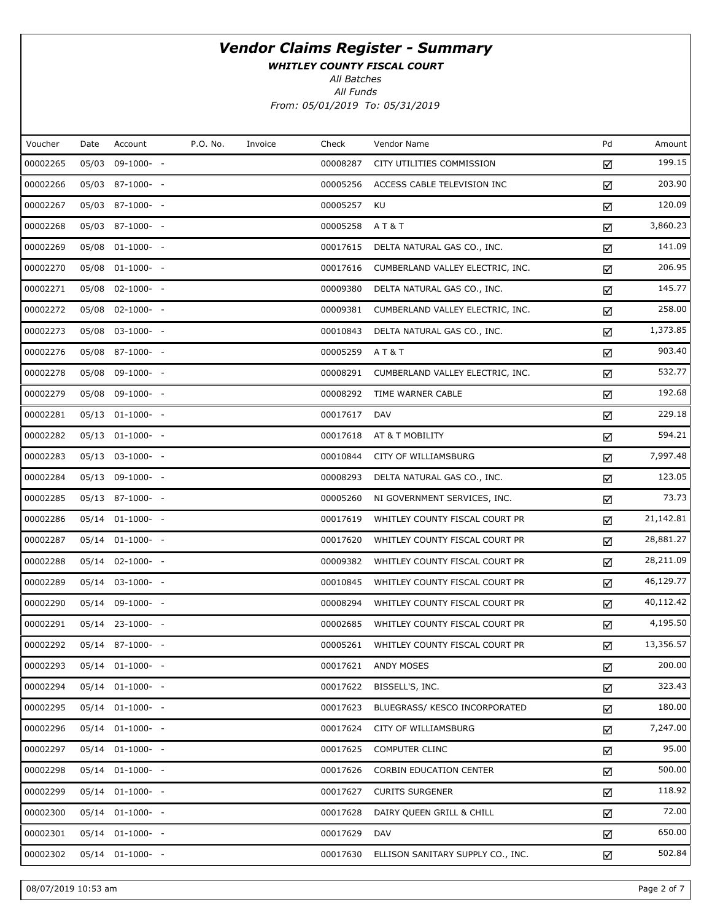# Vendor Claims Register - Summary

***WHITLEY COUNTY FISCAL COURT***

*All Batches*

*All Funds*

*From: 05/01/2019 To: 05/31/2019*

| Voucher | Date | Account | P.O. No. | Invoice | Check | Vendor Name | Pd | Amount |
|---|---|---|---|---|---|---|---|---|
| 00002265 | 05/03 | 09-1000- - | | | 00008287 | CITY UTILITIES COMMISSION | ☑ | 199.15 |
| 00002266 | 05/03 | 87-1000- - | | | 00005256 | ACCESS CABLE TELEVISION INC | ☑ | 203.90 |
| 00002267 | 05/03 | 87-1000- - | | | 00005257 | KU | ☑ | 120.09 |
| 00002268 | 05/03 | 87-1000- - | | | 00005258 | A T & T | ☑ | 3,860.23 |
| 00002269 | 05/08 | 01-1000- - | | | 00017615 | DELTA NATURAL GAS CO., INC. | ☑ | 141.09 |
| 00002270 | 05/08 | 01-1000- - | | | 00017616 | CUMBERLAND VALLEY ELECTRIC, INC. | ☑ | 206.95 |
| 00002271 | 05/08 | 02-1000- - | | | 00009380 | DELTA NATURAL GAS CO., INC. | ☑ | 145.77 |
| 00002272 | 05/08 | 02-1000- - | | | 00009381 | CUMBERLAND VALLEY ELECTRIC, INC. | ☑ | 258.00 |
| 00002273 | 05/08 | 03-1000- - | | | 00010843 | DELTA NATURAL GAS CO., INC. | ☑ | 1,373.85 |
| 00002276 | 05/08 | 87-1000- - | | | 00005259 | A T & T | ☑ | 903.40 |
| 00002278 | 05/08 | 09-1000- - | | | 00008291 | CUMBERLAND VALLEY ELECTRIC, INC. | ☑ | 532.77 |
| 00002279 | 05/08 | 09-1000- - | | | 00008292 | TIME WARNER CABLE | ☑ | 192.68 |
| 00002281 | 05/13 | 01-1000- - | | | 00017617 | DAV | ☑ | 229.18 |
| 00002282 | 05/13 | 01-1000- - | | | 00017618 | AT & T MOBILITY | ☑ | 594.21 |
| 00002283 | 05/13 | 03-1000- - | | | 00010844 | CITY OF WILLIAMSBURG | ☑ | 7,997.48 |
| 00002284 | 05/13 | 09-1000- - | | | 00008293 | DELTA NATURAL GAS CO., INC. | ☑ | 123.05 |
| 00002285 | 05/13 | 87-1000- - | | | 00005260 | NI GOVERNMENT SERVICES, INC. | ☑ | 73.73 |
| 00002286 | 05/14 | 01-1000- - | | | 00017619 | WHITLEY COUNTY FISCAL COURT PR | ☑ | 21,142.81 |
| 00002287 | 05/14 | 01-1000- - | | | 00017620 | WHITLEY COUNTY FISCAL COURT PR | ☑ | 28,881.27 |
| 00002288 | 05/14 | 02-1000- - | | | 00009382 | WHITLEY COUNTY FISCAL COURT PR | ☑ | 28,211.09 |
| 00002289 | 05/14 | 03-1000- - | | | 00010845 | WHITLEY COUNTY FISCAL COURT PR | ☑ | 46,129.77 |
| 00002290 | 05/14 | 09-1000- - | | | 00008294 | WHITLEY COUNTY FISCAL COURT PR | ☑ | 40,112.42 |
| 00002291 | 05/14 | 23-1000- - | | | 00002685 | WHITLEY COUNTY FISCAL COURT PR | ☑ | 4,195.50 |
| 00002292 | 05/14 | 87-1000- - | | | 00005261 | WHITLEY COUNTY FISCAL COURT PR | ☑ | 13,356.57 |
| 00002293 | 05/14 | 01-1000- - | | | 00017621 | ANDY MOSES | ☑ | 200.00 |
| 00002294 | 05/14 | 01-1000- - | | | 00017622 | BISSELL'S, INC. | ☑ | 323.43 |
| 00002295 | 05/14 | 01-1000- - | | | 00017623 | BLUEGRASS/ KESCO INCORPORATED | ☑ | 180.00 |
| 00002296 | 05/14 | 01-1000- - | | | 00017624 | CITY OF WILLIAMSBURG | ☑ | 7,247.00 |
| 00002297 | 05/14 | 01-1000- - | | | 00017625 | COMPUTER CLINC | ☑ | 95.00 |
| 00002298 | 05/14 | 01-1000- - | | | 00017626 | CORBIN EDUCATION CENTER | ☑ | 500.00 |
| 00002299 | 05/14 | 01-1000- - | | | 00017627 | CURITS SURGENER | ☑ | 118.92 |
| 00002300 | 05/14 | 01-1000- - | | | 00017628 | DAIRY QUEEN GRILL & CHILL | ☑ | 72.00 |
| 00002301 | 05/14 | 01-1000- - | | | 00017629 | DAV | ☑ | 650.00 |
| 00002302 | 05/14 | 01-1000- - | | | 00017630 | ELLISON SANITARY SUPPLY CO., INC. | ☑ | 502.84 |

08/07/2019 10:53 am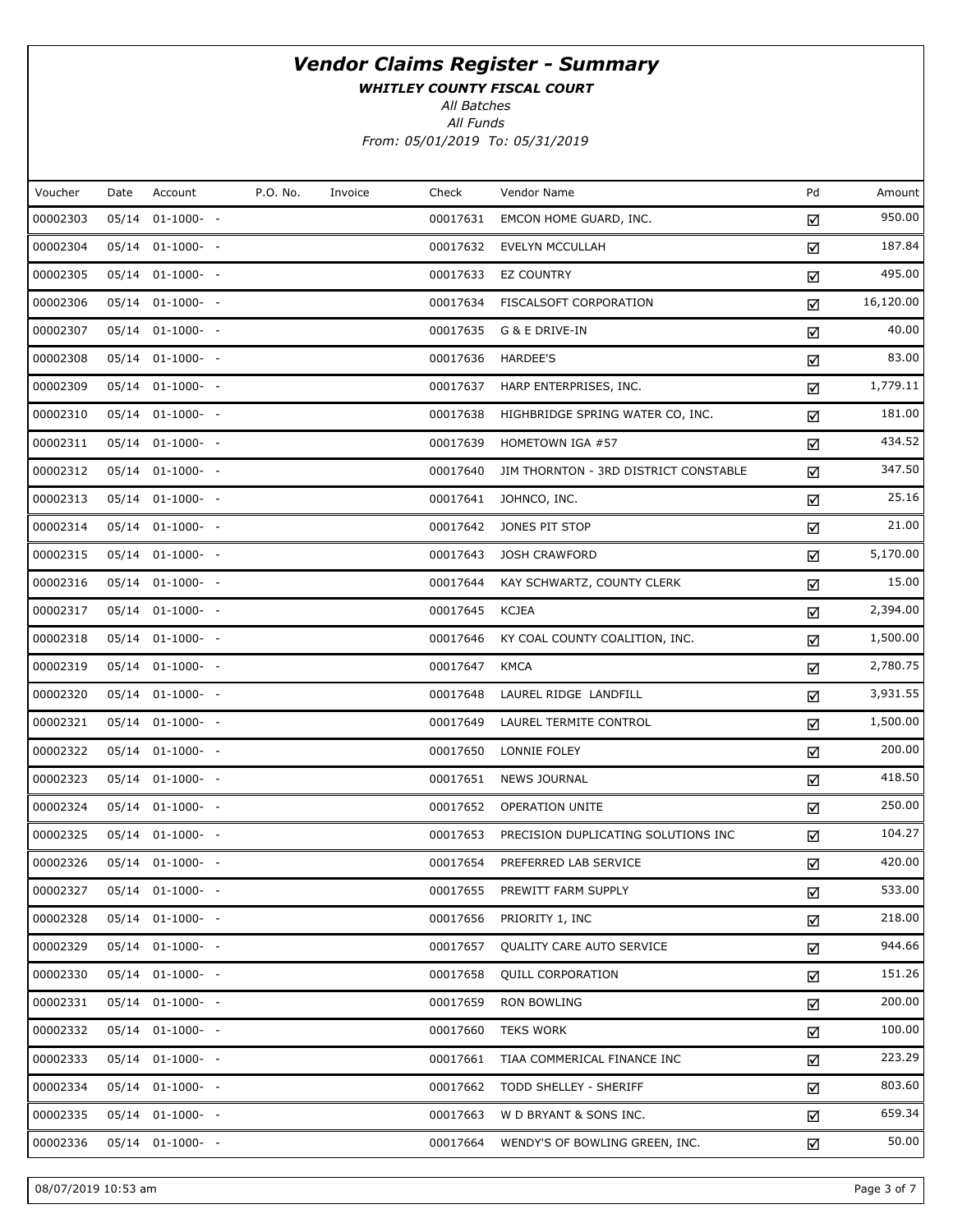# *Vendor Claims Register - Summary*

***WHITLEY COUNTY FISCAL COURT***

*All Batches*

*All Funds*

*From: 05/01/2019 To: 05/31/2019*

| Voucher | Date | Account | P.O. No. | Invoice | Check | Vendor Name | Pd | Amount |
|---|---|---|---|---|---|---|---|---|
| 00002303 | 05/14 | 01-1000- - | | | 00017631 | EMCON HOME GUARD, INC. | ☑ | 950.00 |
| 00002304 | 05/14 | 01-1000- - | | | 00017632 | EVELYN MCCULLAH | ☑ | 187.84 |
| 00002305 | 05/14 | 01-1000- - | | | 00017633 | EZ COUNTRY | ☑ | 495.00 |
| 00002306 | 05/14 | 01-1000- - | | | 00017634 | FISCALSOFT CORPORATION | ☑ | 16,120.00 |
| 00002307 | 05/14 | 01-1000- - | | | 00017635 | G & E DRIVE-IN | ☑ | 40.00 |
| 00002308 | 05/14 | 01-1000- - | | | 00017636 | HARDEE'S | ☑ | 83.00 |
| 00002309 | 05/14 | 01-1000- - | | | 00017637 | HARP ENTERPRISES, INC. | ☑ | 1,779.11 |
| 00002310 | 05/14 | 01-1000- - | | | 00017638 | HIGHBRIDGE SPRING WATER CO, INC. | ☑ | 181.00 |
| 00002311 | 05/14 | 01-1000- - | | | 00017639 | HOMETOWN IGA #57 | ☑ | 434.52 |
| 00002312 | 05/14 | 01-1000- - | | | 00017640 | JIM THORNTON - 3RD DISTRICT CONSTABLE | ☑ | 347.50 |
| 00002313 | 05/14 | 01-1000- - | | | 00017641 | JOHNCO, INC. | ☑ | 25.16 |
| 00002314 | 05/14 | 01-1000- - | | | 00017642 | JONES PIT STOP | ☑ | 21.00 |
| 00002315 | 05/14 | 01-1000- - | | | 00017643 | JOSH CRAWFORD | ☑ | 5,170.00 |
| 00002316 | 05/14 | 01-1000- - | | | 00017644 | KAY SCHWARTZ, COUNTY CLERK | ☑ | 15.00 |
| 00002317 | 05/14 | 01-1000- - | | | 00017645 | KCJEA | ☑ | 2,394.00 |
| 00002318 | 05/14 | 01-1000- - | | | 00017646 | KY COAL COUNTY COALITION, INC. | ☑ | 1,500.00 |
| 00002319 | 05/14 | 01-1000- - | | | 00017647 | KMCA | ☑ | 2,780.75 |
| 00002320 | 05/14 | 01-1000- - | | | 00017648 | LAUREL RIDGE LANDFILL | ☑ | 3,931.55 |
| 00002321 | 05/14 | 01-1000- - | | | 00017649 | LAUREL TERMITE CONTROL | ☑ | 1,500.00 |
| 00002322 | 05/14 | 01-1000- - | | | 00017650 | LONNIE FOLEY | ☑ | 200.00 |
| 00002323 | 05/14 | 01-1000- - | | | 00017651 | NEWS JOURNAL | ☑ | 418.50 |
| 00002324 | 05/14 | 01-1000- - | | | 00017652 | OPERATION UNITE | ☑ | 250.00 |
| 00002325 | 05/14 | 01-1000- - | | | 00017653 | PRECISION DUPLICATING SOLUTIONS INC | ☑ | 104.27 |
| 00002326 | 05/14 | 01-1000- - | | | 00017654 | PREFERRED LAB SERVICE | ☑ | 420.00 |
| 00002327 | 05/14 | 01-1000- - | | | 00017655 | PREWITT FARM SUPPLY | ☑ | 533.00 |
| 00002328 | 05/14 | 01-1000- - | | | 00017656 | PRIORITY 1, INC | ☑ | 218.00 |
| 00002329 | 05/14 | 01-1000- - | | | 00017657 | QUALITY CARE AUTO SERVICE | ☑ | 944.66 |
| 00002330 | 05/14 | 01-1000- - | | | 00017658 | QUILL CORPORATION | ☑ | 151.26 |
| 00002331 | 05/14 | 01-1000- - | | | 00017659 | RON BOWLING | ☑ | 200.00 |
| 00002332 | 05/14 | 01-1000- - | | | 00017660 | TEKS WORK | ☑ | 100.00 |
| 00002333 | 05/14 | 01-1000- - | | | 00017661 | TIAA COMMERICAL FINANCE INC | ☑ | 223.29 |
| 00002334 | 05/14 | 01-1000- - | | | 00017662 | TODD SHELLEY - SHERIFF | ☑ | 803.60 |
| 00002335 | 05/14 | 01-1000- - | | | 00017663 | W D BRYANT & SONS INC. | ☑ | 659.34 |
| 00002336 | 05/14 | 01-1000- - | | | 00017664 | WENDY'S OF BOWLING GREEN, INC. | ☑ | 50.00 |

08/07/2019 10:53 am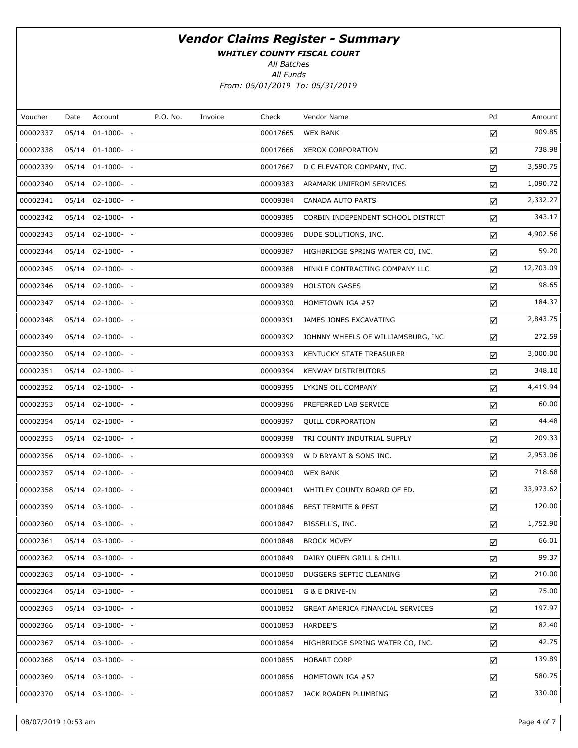# Vendor Claims Register - Summary

***WHITLEY COUNTY FISCAL COURT***

*All Batches*

*All Funds*

*From: 05/01/2019 To: 05/31/2019*

| Voucher | Date | Account | P.O. No. | Invoice | Check | Vendor Name | Pd | Amount |
|---|---|---|---|---|---|---|---|---|
| 00002337 | 05/14 | 01-1000- - | | | 00017665 | WEX BANK | ☑ | 909.85 |
| 00002338 | 05/14 | 01-1000- - | | | 00017666 | XEROX CORPORATION | ☑ | 738.98 |
| 00002339 | 05/14 | 01-1000- - | | | 00017667 | D C ELEVATOR COMPANY, INC. | ☑ | 3,590.75 |
| 00002340 | 05/14 | 02-1000- - | | | 00009383 | ARAMARK UNIFROM SERVICES | ☑ | 1,090.72 |
| 00002341 | 05/14 | 02-1000- - | | | 00009384 | CANADA AUTO PARTS | ☑ | 2,332.27 |
| 00002342 | 05/14 | 02-1000- - | | | 00009385 | CORBIN INDEPENDENT SCHOOL DISTRICT | ☑ | 343.17 |
| 00002343 | 05/14 | 02-1000- - | | | 00009386 | DUDE SOLUTIONS, INC. | ☑ | 4,902.56 |
| 00002344 | 05/14 | 02-1000- - | | | 00009387 | HIGHBRIDGE SPRING WATER CO, INC. | ☑ | 59.20 |
| 00002345 | 05/14 | 02-1000- - | | | 00009388 | HINKLE CONTRACTING COMPANY LLC | ☑ | 12,703.09 |
| 00002346 | 05/14 | 02-1000- - | | | 00009389 | HOLSTON GASES | ☑ | 98.65 |
| 00002347 | 05/14 | 02-1000- - | | | 00009390 | HOMETOWN IGA #57 | ☑ | 184.37 |
| 00002348 | 05/14 | 02-1000- - | | | 00009391 | JAMES JONES EXCAVATING | ☑ | 2,843.75 |
| 00002349 | 05/14 | 02-1000- - | | | 00009392 | JOHNNY WHEELS OF WILLIAMSBURG, INC | ☑ | 272.59 |
| 00002350 | 05/14 | 02-1000- - | | | 00009393 | KENTUCKY STATE TREASURER | ☑ | 3,000.00 |
| 00002351 | 05/14 | 02-1000- - | | | 00009394 | KENWAY DISTRIBUTORS | ☑ | 348.10 |
| 00002352 | 05/14 | 02-1000- - | | | 00009395 | LYKINS OIL COMPANY | ☑ | 4,419.94 |
| 00002353 | 05/14 | 02-1000- - | | | 00009396 | PREFERRED LAB SERVICE | ☑ | 60.00 |
| 00002354 | 05/14 | 02-1000- - | | | 00009397 | QUILL CORPORATION | ☑ | 44.48 |
| 00002355 | 05/14 | 02-1000- - | | | 00009398 | TRI COUNTY INDUTRIAL SUPPLY | ☑ | 209.33 |
| 00002356 | 05/14 | 02-1000- - | | | 00009399 | W D BRYANT & SONS INC. | ☑ | 2,953.06 |
| 00002357 | 05/14 | 02-1000- - | | | 00009400 | WEX BANK | ☑ | 718.68 |
| 00002358 | 05/14 | 02-1000- - | | | 00009401 | WHITLEY COUNTY BOARD OF ED. | ☑ | 33,973.62 |
| 00002359 | 05/14 | 03-1000- - | | | 00010846 | BEST TERMITE & PEST | ☑ | 120.00 |
| 00002360 | 05/14 | 03-1000- - | | | 00010847 | BISSELL'S, INC. | ☑ | 1,752.90 |
| 00002361 | 05/14 | 03-1000- - | | | 00010848 | BROCK MCVEY | ☑ | 66.01 |
| 00002362 | 05/14 | 03-1000- - | | | 00010849 | DAIRY QUEEN GRILL & CHILL | ☑ | 99.37 |
| 00002363 | 05/14 | 03-1000- - | | | 00010850 | DUGGERS SEPTIC CLEANING | ☑ | 210.00 |
| 00002364 | 05/14 | 03-1000- - | | | 00010851 | G & E DRIVE-IN | ☑ | 75.00 |
| 00002365 | 05/14 | 03-1000- - | | | 00010852 | GREAT AMERICA FINANCIAL SERVICES | ☑ | 197.97 |
| 00002366 | 05/14 | 03-1000- - | | | 00010853 | HARDEE'S | ☑ | 82.40 |
| 00002367 | 05/14 | 03-1000- - | | | 00010854 | HIGHBRIDGE SPRING WATER CO, INC. | ☑ | 42.75 |
| 00002368 | 05/14 | 03-1000- - | | | 00010855 | HOBART CORP | ☑ | 139.89 |
| 00002369 | 05/14 | 03-1000- - | | | 00010856 | HOMETOWN IGA #57 | ☑ | 580.75 |
| 00002370 | 05/14 | 03-1000- - | | | 00010857 | JACK ROADEN PLUMBING | ☑ | 330.00 |

08/07/2019 10:53 am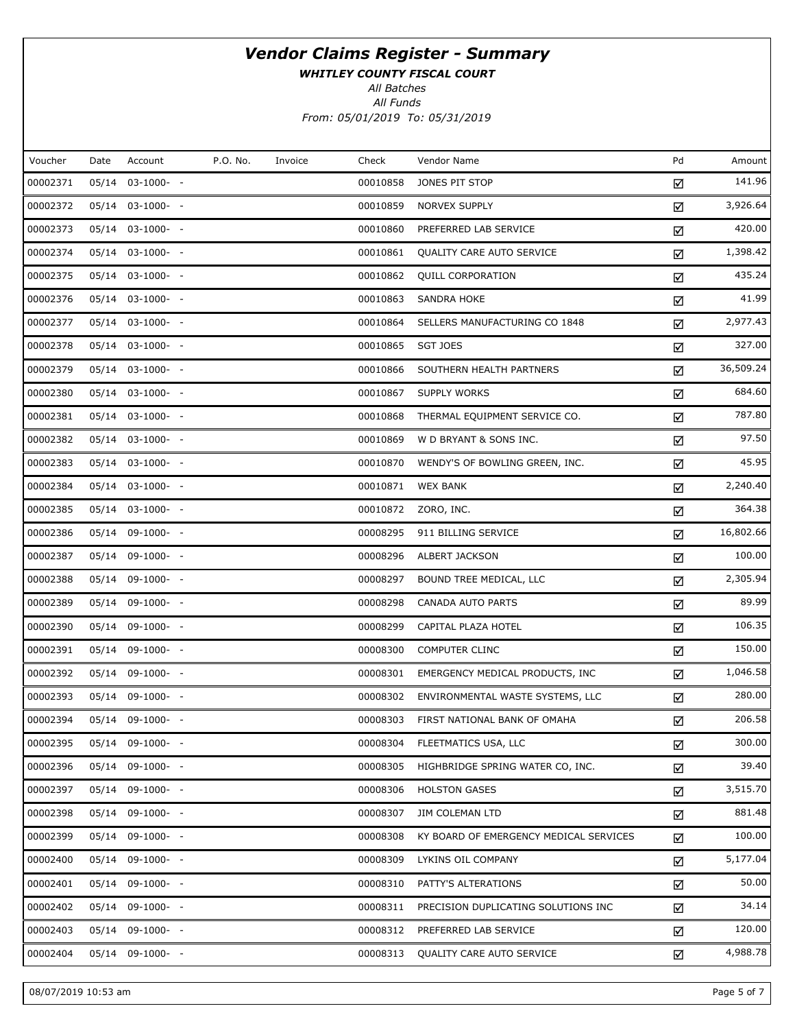# *Vendor Claims Register - Summary*

***WHITLEY COUNTY FISCAL COURT***

*All Batches*

*All Funds*

*From: 05/01/2019 To: 05/31/2019*

| Voucher | Date | Account | P.O. No. | Invoice | Check | Vendor Name | Pd | Amount |
|---|---|---|---|---|---|---|---|---|
| 00002371 | 05/14 | 03-1000- - | | | 00010858 | JONES PIT STOP | ☑ | 141.96 |
| 00002372 | 05/14 | 03-1000- - | | | 00010859 | NORVEX SUPPLY | ☑ | 3,926.64 |
| 00002373 | 05/14 | 03-1000- - | | | 00010860 | PREFERRED LAB SERVICE | ☑ | 420.00 |
| 00002374 | 05/14 | 03-1000- - | | | 00010861 | QUALITY CARE AUTO SERVICE | ☑ | 1,398.42 |
| 00002375 | 05/14 | 03-1000- - | | | 00010862 | QUILL CORPORATION | ☑ | 435.24 |
| 00002376 | 05/14 | 03-1000- - | | | 00010863 | SANDRA HOKE | ☑ | 41.99 |
| 00002377 | 05/14 | 03-1000- - | | | 00010864 | SELLERS MANUFACTURING CO 1848 | ☑ | 2,977.43 |
| 00002378 | 05/14 | 03-1000- - | | | 00010865 | SGT JOES | ☑ | 327.00 |
| 00002379 | 05/14 | 03-1000- - | | | 00010866 | SOUTHERN HEALTH PARTNERS | ☑ | 36,509.24 |
| 00002380 | 05/14 | 03-1000- - | | | 00010867 | SUPPLY WORKS | ☑ | 684.60 |
| 00002381 | 05/14 | 03-1000- - | | | 00010868 | THERMAL EQUIPMENT SERVICE CO. | ☑ | 787.80 |
| 00002382 | 05/14 | 03-1000- - | | | 00010869 | W D BRYANT & SONS INC. | ☑ | 97.50 |
| 00002383 | 05/14 | 03-1000- - | | | 00010870 | WENDY'S OF BOWLING GREEN, INC. | ☑ | 45.95 |
| 00002384 | 05/14 | 03-1000- - | | | 00010871 | WEX BANK | ☑ | 2,240.40 |
| 00002385 | 05/14 | 03-1000- - | | | 00010872 | ZORO, INC. | ☑ | 364.38 |
| 00002386 | 05/14 | 09-1000- - | | | 00008295 | 911 BILLING SERVICE | ☑ | 16,802.66 |
| 00002387 | 05/14 | 09-1000- - | | | 00008296 | ALBERT JACKSON | ☑ | 100.00 |
| 00002388 | 05/14 | 09-1000- - | | | 00008297 | BOUND TREE MEDICAL, LLC | ☑ | 2,305.94 |
| 00002389 | 05/14 | 09-1000- - | | | 00008298 | CANADA AUTO PARTS | ☑ | 89.99 |
| 00002390 | 05/14 | 09-1000- - | | | 00008299 | CAPITAL PLAZA HOTEL | ☑ | 106.35 |
| 00002391 | 05/14 | 09-1000- - | | | 00008300 | COMPUTER CLINC | ☑ | 150.00 |
| 00002392 | 05/14 | 09-1000- - | | | 00008301 | EMERGENCY MEDICAL PRODUCTS, INC | ☑ | 1,046.58 |
| 00002393 | 05/14 | 09-1000- - | | | 00008302 | ENVIRONMENTAL WASTE SYSTEMS, LLC | ☑ | 280.00 |
| 00002394 | 05/14 | 09-1000- - | | | 00008303 | FIRST NATIONAL BANK OF OMAHA | ☑ | 206.58 |
| 00002395 | 05/14 | 09-1000- - | | | 00008304 | FLEETMATICS USA, LLC | ☑ | 300.00 |
| 00002396 | 05/14 | 09-1000- - | | | 00008305 | HIGHBRIDGE SPRING WATER CO, INC. | ☑ | 39.40 |
| 00002397 | 05/14 | 09-1000- - | | | 00008306 | HOLSTON GASES | ☑ | 3,515.70 |
| 00002398 | 05/14 | 09-1000- - | | | 00008307 | JIM COLEMAN LTD | ☑ | 881.48 |
| 00002399 | 05/14 | 09-1000- - | | | 00008308 | KY BOARD OF EMERGENCY MEDICAL SERVICES | ☑ | 100.00 |
| 00002400 | 05/14 | 09-1000- - | | | 00008309 | LYKINS OIL COMPANY | ☑ | 5,177.04 |
| 00002401 | 05/14 | 09-1000- - | | | 00008310 | PATTY'S ALTERATIONS | ☑ | 50.00 |
| 00002402 | 05/14 | 09-1000- - | | | 00008311 | PRECISION DUPLICATING SOLUTIONS INC | ☑ | 34.14 |
| 00002403 | 05/14 | 09-1000- - | | | 00008312 | PREFERRED LAB SERVICE | ☑ | 120.00 |
| 00002404 | 05/14 | 09-1000- - | | | 00008313 | QUALITY CARE AUTO SERVICE | ☑ | 4,988.78 |

08/07/2019 10:53 am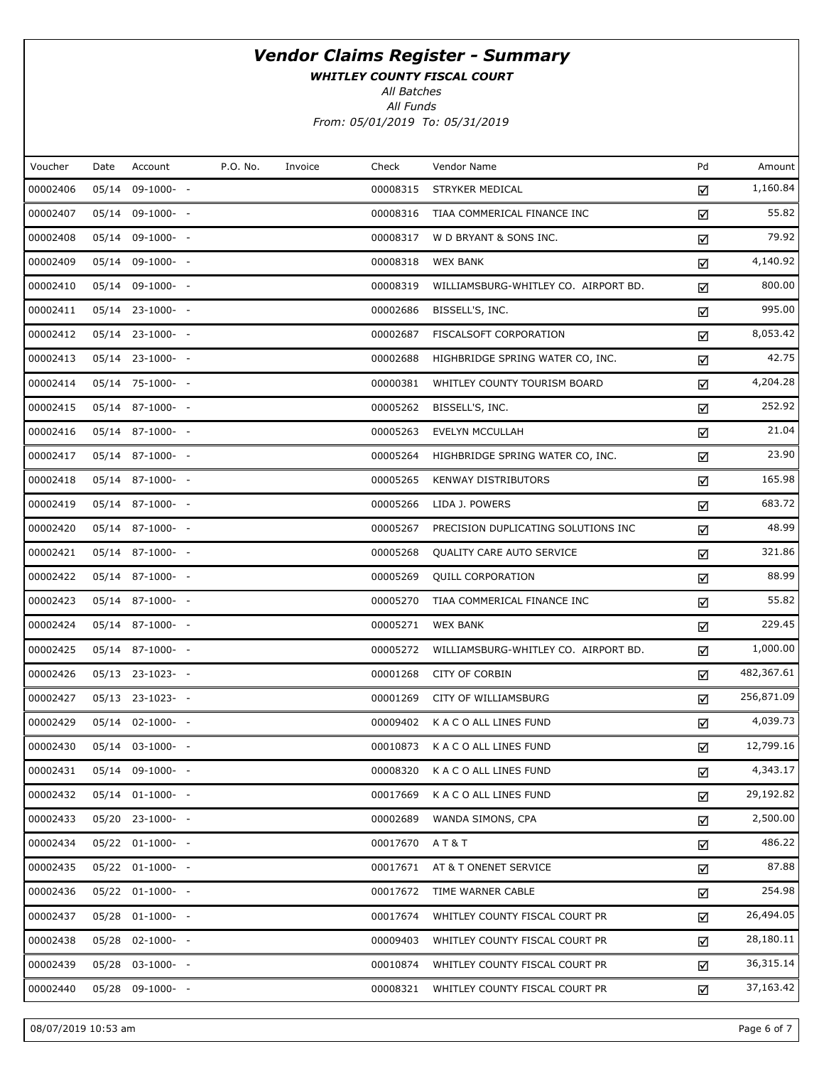# Vendor Claims Register - Summary

***WHITLEY COUNTY FISCAL COURT***

*All Batches*

*All Funds*

*From: 05/01/2019 To: 05/31/2019*

| Voucher | Date | Account | P.O. No. | Invoice | Check | Vendor Name | Pd | Amount |
|---|---|---|---|---|---|---|---|---|
| 00002406 | 05/14 | 09-1000- - | | | 00008315 | STRYKER MEDICAL | ☑ | 1,160.84 |
| 00002407 | 05/14 | 09-1000- - | | | 00008316 | TIAA COMMERICAL FINANCE INC | ☑ | 55.82 |
| 00002408 | 05/14 | 09-1000- - | | | 00008317 | W D BRYANT & SONS INC. | ☑ | 79.92 |
| 00002409 | 05/14 | 09-1000- - | | | 00008318 | WEX BANK | ☑ | 4,140.92 |
| 00002410 | 05/14 | 09-1000- - | | | 00008319 | WILLIAMSBURG-WHITLEY CO. AIRPORT BD. | ☑ | 800.00 |
| 00002411 | 05/14 | 23-1000- - | | | 00002686 | BISSELL'S, INC. | ☑ | 995.00 |
| 00002412 | 05/14 | 23-1000- - | | | 00002687 | FISCALSOFT CORPORATION | ☑ | 8,053.42 |
| 00002413 | 05/14 | 23-1000- - | | | 00002688 | HIGHBRIDGE SPRING WATER CO, INC. | ☑ | 42.75 |
| 00002414 | 05/14 | 75-1000- - | | | 00000381 | WHITLEY COUNTY TOURISM BOARD | ☑ | 4,204.28 |
| 00002415 | 05/14 | 87-1000- - | | | 00005262 | BISSELL'S, INC. | ☑ | 252.92 |
| 00002416 | 05/14 | 87-1000- - | | | 00005263 | EVELYN MCCULLAH | ☑ | 21.04 |
| 00002417 | 05/14 | 87-1000- - | | | 00005264 | HIGHBRIDGE SPRING WATER CO, INC. | ☑ | 23.90 |
| 00002418 | 05/14 | 87-1000- - | | | 00005265 | KENWAY DISTRIBUTORS | ☑ | 165.98 |
| 00002419 | 05/14 | 87-1000- - | | | 00005266 | LIDA J. POWERS | ☑ | 683.72 |
| 00002420 | 05/14 | 87-1000- - | | | 00005267 | PRECISION DUPLICATING SOLUTIONS INC | ☑ | 48.99 |
| 00002421 | 05/14 | 87-1000- - | | | 00005268 | QUALITY CARE AUTO SERVICE | ☑ | 321.86 |
| 00002422 | 05/14 | 87-1000- - | | | 00005269 | QUILL CORPORATION | ☑ | 88.99 |
| 00002423 | 05/14 | 87-1000- - | | | 00005270 | TIAA COMMERICAL FINANCE INC | ☑ | 55.82 |
| 00002424 | 05/14 | 87-1000- - | | | 00005271 | WEX BANK | ☑ | 229.45 |
| 00002425 | 05/14 | 87-1000- - | | | 00005272 | WILLIAMSBURG-WHITLEY CO. AIRPORT BD. | ☑ | 1,000.00 |
| 00002426 | 05/13 | 23-1023- - | | | 00001268 | CITY OF CORBIN | ☑ | 482,367.61 |
| 00002427 | 05/13 | 23-1023- - | | | 00001269 | CITY OF WILLIAMSBURG | ☑ | 256,871.09 |
| 00002429 | 05/14 | 02-1000- - | | | 00009402 | K A C O ALL LINES FUND | ☑ | 4,039.73 |
| 00002430 | 05/14 | 03-1000- - | | | 00010873 | K A C O ALL LINES FUND | ☑ | 12,799.16 |
| 00002431 | 05/14 | 09-1000- - | | | 00008320 | K A C O ALL LINES FUND | ☑ | 4,343.17 |
| 00002432 | 05/14 | 01-1000- - | | | 00017669 | K A C O ALL LINES FUND | ☑ | 29,192.82 |
| 00002433 | 05/20 | 23-1000- - | | | 00002689 | WANDA SIMONS, CPA | ☑ | 2,500.00 |
| 00002434 | 05/22 | 01-1000- - | | | 00017670 | A T & T | ☑ | 486.22 |
| 00002435 | 05/22 | 01-1000- - | | | 00017671 | AT & T ONENET SERVICE | ☑ | 87.88 |
| 00002436 | 05/22 | 01-1000- - | | | 00017672 | TIME WARNER CABLE | ☑ | 254.98 |
| 00002437 | 05/28 | 01-1000- - | | | 00017674 | WHITLEY COUNTY FISCAL COURT PR | ☑ | 26,494.05 |
| 00002438 | 05/28 | 02-1000- - | | | 00009403 | WHITLEY COUNTY FISCAL COURT PR | ☑ | 28,180.11 |
| 00002439 | 05/28 | 03-1000- - | | | 00010874 | WHITLEY COUNTY FISCAL COURT PR | ☑ | 36,315.14 |
| 00002440 | 05/28 | 09-1000- - | | | 00008321 | WHITLEY COUNTY FISCAL COURT PR | ☑ | 37,163.42 |

08/07/2019 10:53 am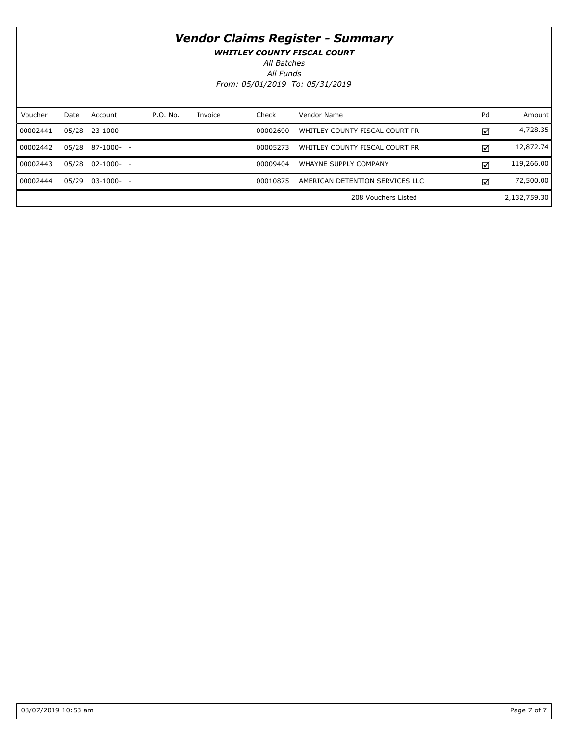# *Vendor Claims Register - Summary*

***WHITLEY COUNTY FISCAL COURT***

*All Batches*

*All Funds*

*From: 05/01/2019 To: 05/31/2019*

| Voucher | Date | Account | P.O. No. | Invoice | Check | Vendor Name | Pd | Amount |
|---|---|---|---|---|---|---|---|---|
| 00002441 | 05/28 | 23-1000- - | | | 00002690 | WHITLEY COUNTY FISCAL COURT PR | ☑ | 4,728.35 |
| 00002442 | 05/28 | 87-1000- - | | | 00005273 | WHITLEY COUNTY FISCAL COURT PR | ☑ | 12,872.74 |
| 00002443 | 05/28 | 02-1000- - | | | 00009404 | WHAYNE SUPPLY COMPANY | ☑ | 119,266.00 |
| 00002444 | 05/29 | 03-1000- - | | | 00010875 | AMERICAN DETENTION SERVICES LLC | ☑ | 72,500.00 |
| | | | | | | 208 Vouchers Listed | | 2,132,759.30 |

08/07/2019 10:53 am